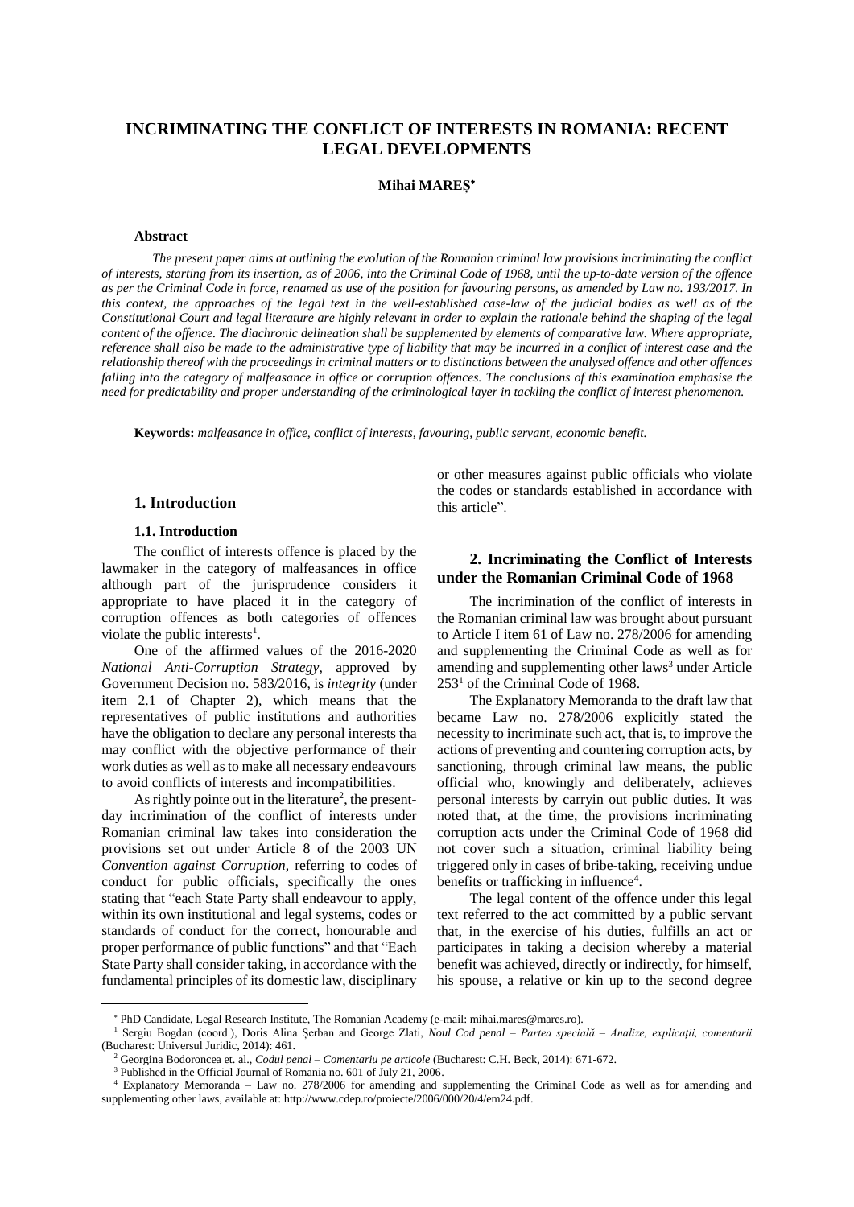# INCRIMINATING THE CONFLICT OF INTERESTS IN ROMANIA: RECENT LEGAL DEVELOPMENTS

**Mihai MAREȘ**[*]

### Abstract

*The present paper aims at outlining the evolution of the Romanian criminal law provisions incriminating the conflict of interests, starting from its insertion, as of 2006, into the Criminal Code of 1968, until the up-to-date version of the offence as per the Criminal Code in force, renamed as use of the position for favouring persons, as amended by Law no. 193/2017. In this context, the approaches of the legal text in the well-established case-law of the judicial bodies as well as of the Constitutional Court and legal literature are highly relevant in order to explain the rationale behind the shaping of the legal content of the offence. The diachronic delineation shall be supplemented by elements of comparative law. Where appropriate, reference shall also be made to the administrative type of liability that may be incurred in a conflict of interest case and the relationship thereof with the proceedings in criminal matters or to distinctions between the analysed offence and other offences falling into the category of malfeasance in office or corruption offences. The conclusions of this examination emphasise the need for predictability and proper understanding of the criminological layer in tackling the conflict of interest phenomenon.*

**Keywords:** *malfeasance in office, conflict of interests, favouring, public servant, economic benefit.*

## 1. Introduction

### 1.1. Introduction

The conflict of interests offence is placed by the lawmaker in the category of malfeasances in office although part of the jurisprudence considers it appropriate to have placed it in the category of corruption offences as both categories of offences violate the public interests[1].

One of the affirmed values of the 2016-2020 *National Anti-Corruption Strategy*, approved by Government Decision no. 583/2016, is *integrity* (under item 2.1 of Chapter 2), which means that the representatives of public institutions and authorities have the obligation to declare any personal interests tha may conflict with the objective performance of their work duties as well as to make all necessary endeavours to avoid conflicts of interests and incompatibilities.

As rightly pointe out in the literature[2], the present-day incrimination of the conflict of interests under Romanian criminal law takes into consideration the provisions set out under Article 8 of the 2003 UN *Convention against Corruption*, referring to codes of conduct for public officials, specifically the ones stating that "each State Party shall endeavour to apply, within its own institutional and legal systems, codes or standards of conduct for the correct, honourable and proper performance of public functions" and that "Each State Party shall consider taking, in accordance with the fundamental principles of its domestic law, disciplinary or other measures against public officials who violate the codes or standards established in accordance with this article".

## 2. Incriminating the Conflict of Interests under the Romanian Criminal Code of 1968

The incrimination of the conflict of interests in the Romanian criminal law was brought about pursuant to Article I item 61 of Law no. 278/2006 for amending and supplementing the Criminal Code as well as for amending and supplementing other laws[3] under Article 253[1] of the Criminal Code of 1968.

The Explanatory Memoranda to the draft law that became Law no. 278/2006 explicitly stated the necessity to incriminate such act, that is, to improve the actions of preventing and countering corruption acts, by sanctioning, through criminal law means, the public official who, knowingly and deliberately, achieves personal interests by carryin out public duties. It was noted that, at the time, the provisions incriminating corruption acts under the Criminal Code of 1968 did not cover such a situation, criminal liability being triggered only in cases of bribe-taking, receiving undue benefits or trafficking in influence[4].

The legal content of the offence under this legal text referred to the act committed by a public servant that, in the exercise of his duties, fulfills an act or participates in taking a decision whereby a material benefit was achieved, directly or indirectly, for himself, his spouse, a relative or kin up to the second degree

---

[*] PhD Candidate, Legal Research Institute, The Romanian Academy (e-mail: mihai.mares@mares.ro).

[1] Sergiu Bogdan (coord.), Doris Alina Șerban and George Zlati, *Noul Cod penal – Partea specială – Analize, explicații, comentarii* (Bucharest: Universul Juridic, 2014): 461.

[2] Georgina Bodoroncea et. al., *Codul penal – Comentariu pe articole* (Bucharest: C.H. Beck, 2014): 671-672.

[3] Published in the Official Journal of Romania no. 601 of July 21, 2006.

[4] Explanatory Memoranda – Law no. 278/2006 for amending and supplementing the Criminal Code as well as for amending and supplementing other laws, available at: http://www.cdep.ro/proiecte/2006/000/20/4/em24.pdf.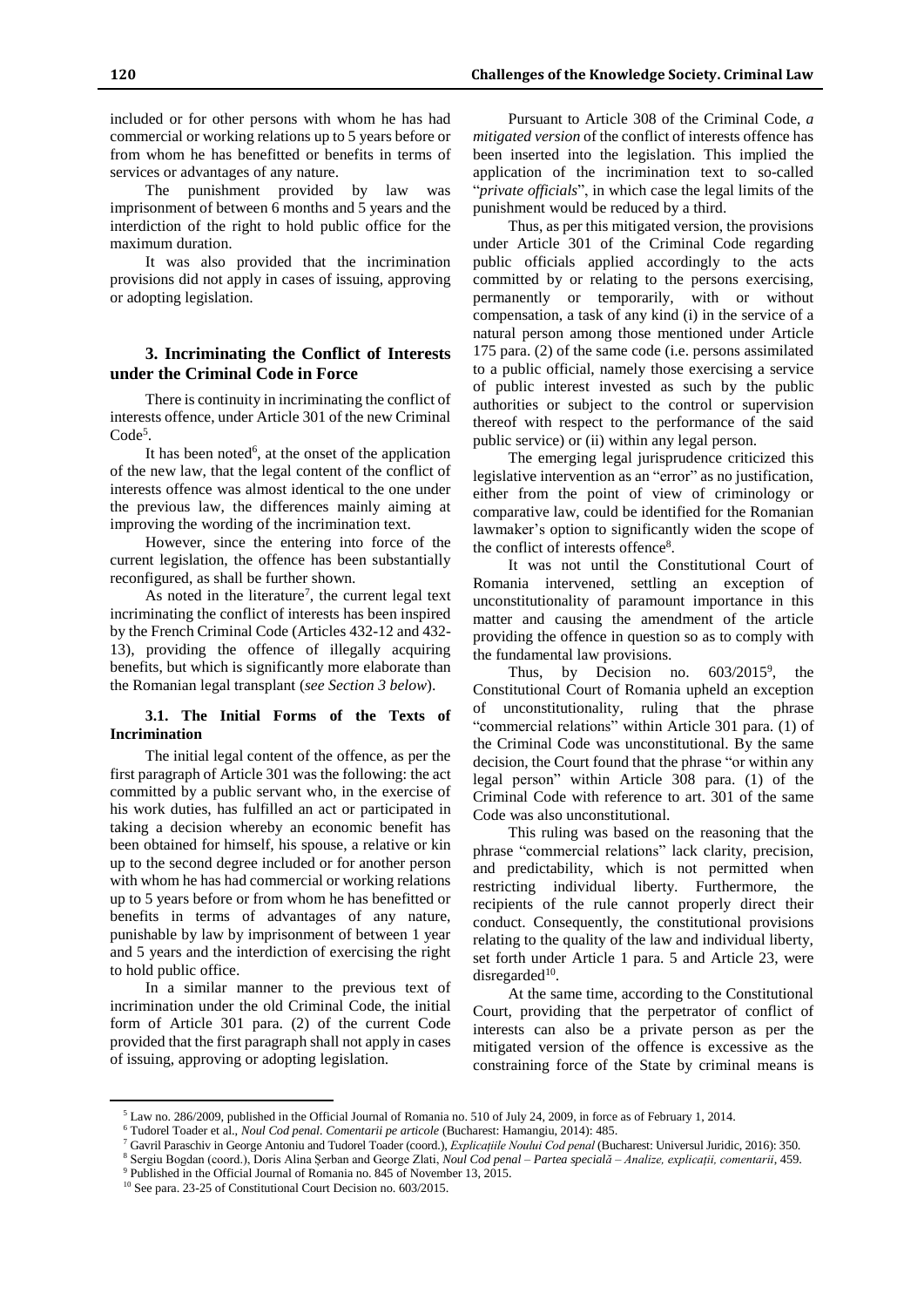included or for other persons with whom he has had commercial or working relations up to 5 years before or from whom he has benefitted or benefits in terms of services or advantages of any nature.

The punishment provided by law was imprisonment of between 6 months and 5 years and the interdiction of the right to hold public office for the maximum duration.

It was also provided that the incrimination provisions did not apply in cases of issuing, approving or adopting legislation.

## 3. Incriminating the Conflict of Interests under the Criminal Code in Force

There is continuity in incriminating the conflict of interests offence, under Article 301 of the new Criminal Code[5].

It has been noted[6], at the onset of the application of the new law, that the legal content of the conflict of interests offence was almost identical to the one under the previous law, the differences mainly aiming at improving the wording of the incrimination text.

However, since the entering into force of the current legislation, the offence has been substantially reconfigured, as shall be further shown.

As noted in the literature[7], the current legal text incriminating the conflict of interests has been inspired by the French Criminal Code (Articles 432-12 and 432-13), providing the offence of illegally acquiring benefits, but which is significantly more elaborate than the Romanian legal transplant (*see Section 3 below*).

### 3.1. The Initial Forms of the Texts of Incrimination

The initial legal content of the offence, as per the first paragraph of Article 301 was the following: the act committed by a public servant who, in the exercise of his work duties, has fulfilled an act or participated in taking a decision whereby an economic benefit has been obtained for himself, his spouse, a relative or kin up to the second degree included or for another person with whom he has had commercial or working relations up to 5 years before or from whom he has benefitted or benefits in terms of advantages of any nature, punishable by law by imprisonment of between 1 year and 5 years and the interdiction of exercising the right to hold public office.

In a similar manner to the previous text of incrimination under the old Criminal Code, the initial form of Article 301 para. (2) of the current Code provided that the first paragraph shall not apply in cases of issuing, approving or adopting legislation.

Pursuant to Article 308 of the Criminal Code, *a mitigated version* of the conflict of interests offence has been inserted into the legislation. This implied the application of the incrimination text to so-called "*private officials*", in which case the legal limits of the punishment would be reduced by a third.

Thus, as per this mitigated version, the provisions under Article 301 of the Criminal Code regarding public officials applied accordingly to the acts committed by or relating to the persons exercising, permanently or temporarily, with or without compensation, a task of any kind (i) in the service of a natural person among those mentioned under Article 175 para. (2) of the same code (i.e. persons assimilated to a public official, namely those exercising a service of public interest invested as such by the public authorities or subject to the control or supervision thereof with respect to the performance of the said public service) or (ii) within any legal person.

The emerging legal jurisprudence criticized this legislative intervention as an "error" as no justification, either from the point of view of criminology or comparative law, could be identified for the Romanian lawmaker's option to significantly widen the scope of the conflict of interests offence[8].

It was not until the Constitutional Court of Romania intervened, settling an exception of unconstitutionality of paramount importance in this matter and causing the amendment of the article providing the offence in question so as to comply with the fundamental law provisions.

Thus, by Decision no. 603/2015[9], the Constitutional Court of Romania upheld an exception of unconstitutionality, ruling that the phrase "commercial relations" within Article 301 para. (1) of the Criminal Code was unconstitutional. By the same decision, the Court found that the phrase "or within any legal person" within Article 308 para. (1) of the Criminal Code with reference to art. 301 of the same Code was also unconstitutional.

This ruling was based on the reasoning that the phrase "commercial relations" lack clarity, precision, and predictability, which is not permitted when restricting individual liberty. Furthermore, the recipients of the rule cannot properly direct their conduct. Consequently, the constitutional provisions relating to the quality of the law and individual liberty, set forth under Article 1 para. 5 and Article 23, were disregarded[10].

At the same time, according to the Constitutional Court, providing that the perpetrator of conflict of interests can also be a private person as per the mitigated version of the offence is excessive as the constraining force of the State by criminal means is

---

[5] Law no. 286/2009, published in the Official Journal of Romania no. 510 of July 24, 2009, in force as of February 1, 2014.

[6] Tudorel Toader et al., *Noul Cod penal. Comentarii pe articole* (Bucharest: Hamangiu, 2014): 485.

[7] Gavril Paraschiv in George Antoniu and Tudorel Toader (coord.), *Explicațiile Noului Cod penal* (Bucharest: Universul Juridic, 2016): 350.

[8] Sergiu Bogdan (coord.), Doris Alina Șerban and George Zlati, *Noul Cod penal – Partea specială – Analize, explicații, comentarii*, 459.

[9] Published in the Official Journal of Romania no. 845 of November 13, 2015.

[10] See para. 23-25 of Constitutional Court Decision no. 603/2015.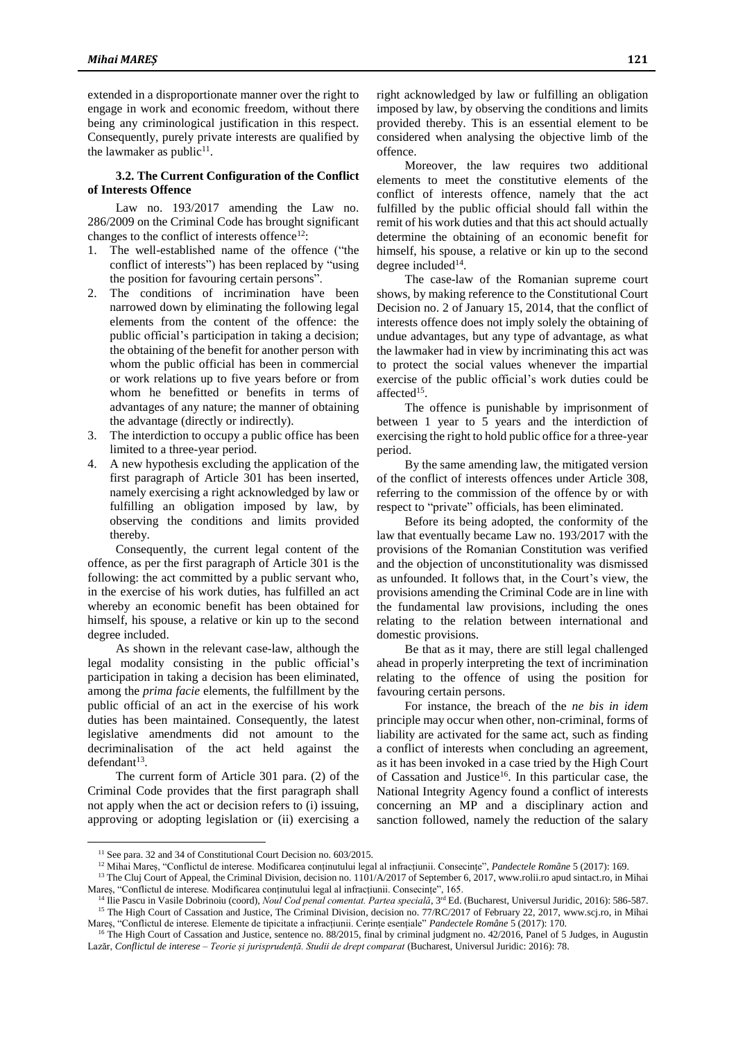extended in a disproportionate manner over the right to engage in work and economic freedom, without there being any criminological justification in this respect. Consequently, purely private interests are qualified by the lawmaker as public[11].

### 3.2. The Current Configuration of the Conflict of Interests Offence

Law no. 193/2017 amending the Law no. 286/2009 on the Criminal Code has brought significant changes to the conflict of interests offence[12]:

1. The well-established name of the offence ("the conflict of interests") has been replaced by "using the position for favouring certain persons".
2. The conditions of incrimination have been narrowed down by eliminating the following legal elements from the content of the offence: the public official's participation in taking a decision; the obtaining of the benefit for another person with whom the public official has been in commercial or work relations up to five years before or from whom he benefitted or benefits in terms of advantages of any nature; the manner of obtaining the advantage (directly or indirectly).
3. The interdiction to occupy a public office has been limited to a three-year period.
4. A new hypothesis excluding the application of the first paragraph of Article 301 has been inserted, namely exercising a right acknowledged by law or fulfilling an obligation imposed by law, by observing the conditions and limits provided thereby.

Consequently, the current legal content of the offence, as per the first paragraph of Article 301 is the following: the act committed by a public servant who, in the exercise of his work duties, has fulfilled an act whereby an economic benefit has been obtained for himself, his spouse, a relative or kin up to the second degree included.

As shown in the relevant case-law, although the legal modality consisting in the public official's participation in taking a decision has been eliminated, among the *prima facie* elements, the fulfillment by the public official of an act in the exercise of his work duties has been maintained. Consequently, the latest legislative amendments did not amount to the decriminalisation of the act held against the defendant[13].

The current form of Article 301 para. (2) of the Criminal Code provides that the first paragraph shall not apply when the act or decision refers to (i) issuing, approving or adopting legislation or (ii) exercising a right acknowledged by law or fulfilling an obligation imposed by law, by observing the conditions and limits provided thereby. This is an essential element to be considered when analysing the objective limb of the offence.

Moreover, the law requires two additional elements to meet the constitutive elements of the conflict of interests offence, namely that the act fulfilled by the public official should fall within the remit of his work duties and that this act should actually determine the obtaining of an economic benefit for himself, his spouse, a relative or kin up to the second degree included[14].

The case-law of the Romanian supreme court shows, by making reference to the Constitutional Court Decision no. 2 of January 15, 2014, that the conflict of interests offence does not imply solely the obtaining of undue advantages, but any type of advantage, as what the lawmaker had in view by incriminating this act was to protect the social values whenever the impartial exercise of the public official's work duties could be affected[15].

The offence is punishable by imprisonment of between 1 year to 5 years and the interdiction of exercising the right to hold public office for a three-year period.

By the same amending law, the mitigated version of the conflict of interests offences under Article 308, referring to the commission of the offence by or with respect to "private" officials, has been eliminated.

Before its being adopted, the conformity of the law that eventually became Law no. 193/2017 with the provisions of the Romanian Constitution was verified and the objection of unconstitutionality was dismissed as unfounded. It follows that, in the Court's view, the provisions amending the Criminal Code are in line with the fundamental law provisions, including the ones relating to the relation between international and domestic provisions.

Be that as it may, there are still legal challenged ahead in properly interpreting the text of incrimination relating to the offence of using the position for favouring certain persons.

For instance, the breach of the *ne bis in idem* principle may occur when other, non-criminal, forms of liability are activated for the same act, such as finding a conflict of interests when concluding an agreement, as it has been invoked in a case tried by the High Court of Cassation and Justice[16]. In this particular case, the National Integrity Agency found a conflict of interests concerning an MP and a disciplinary action and sanction followed, namely the reduction of the salary

---

[11] See para. 32 and 34 of Constitutional Court Decision no. 603/2015.

[12] Mihai Mareș, "Conflictul de interese. Modificarea conținutului legal al infracțiunii. Consecințe", *Pandectele Române* 5 (2017): 169.

[13] The Cluj Court of Appeal, the Criminal Division, decision no. 1101/A/2017 of September 6, 2017, www.rolii.ro apud sintact.ro, in Mihai Mareș, "Conflictul de interese. Modificarea conținutului legal al infracțiunii. Consecințe", 165.

[14] Ilie Pascu in Vasile Dobrinoiu (coord), *Noul Cod penal comentat. Partea specială*, 3rd Ed. (Bucharest, Universul Juridic, 2016): 586-587.

[15] The High Court of Cassation and Justice, The Criminal Division, decision no. 77/RC/2017 of February 22, 2017, www.scj.ro, in Mihai Mareș, "Conflictul de interese. Elemente de tipicitate a infracțiunii. Cerințe esențiale" *Pandectele Române* 5 (2017): 170.

[16] The High Court of Cassation and Justice, sentence no. 88/2015, final by criminal judgment no. 42/2016, Panel of 5 Judges, in Augustin Lazăr, *Conflictul de interese – Teorie și jurisprudență. Studii de drept comparat* (Bucharest, Universul Juridic: 2016): 78.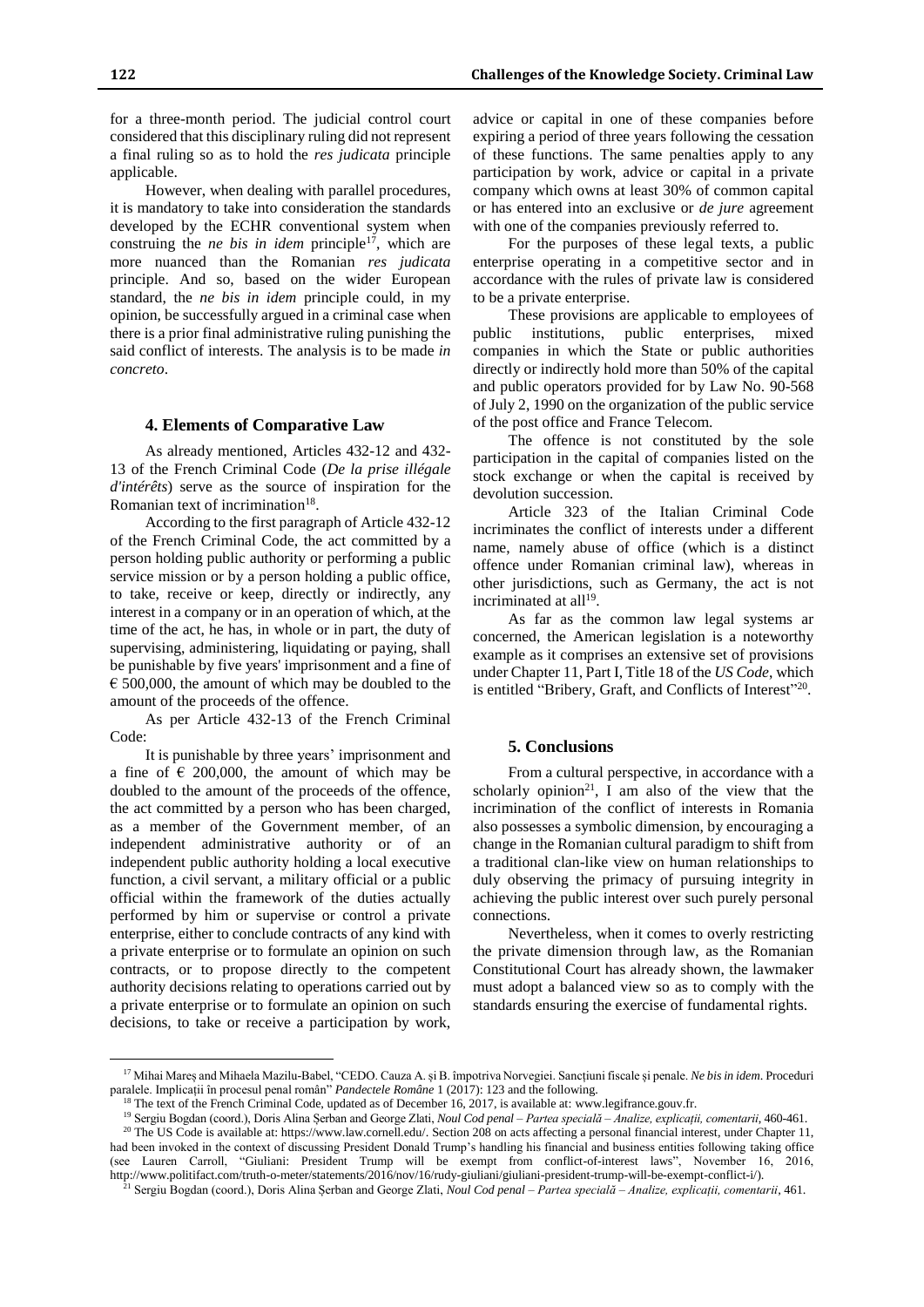for a three-month period. The judicial control court considered that this disciplinary ruling did not represent a final ruling so as to hold the *res judicata* principle applicable.

However, when dealing with parallel procedures, it is mandatory to take into consideration the standards developed by the ECHR conventional system when construing the *ne bis in idem* principle[17], which are more nuanced than the Romanian *res judicata* principle. And so, based on the wider European standard, the *ne bis in idem* principle could, in my opinion, be successfully argued in a criminal case when there is a prior final administrative ruling punishing the said conflict of interests. The analysis is to be made *in concreto*.

## 4. Elements of Comparative Law

As already mentioned, Articles 432-12 and 432-13 of the French Criminal Code (*De la prise illégale d'intérêts*) serve as the source of inspiration for the Romanian text of incrimination[18].

According to the first paragraph of Article 432-12 of the French Criminal Code, the act committed by a person holding public authority or performing a public service mission or by a person holding a public office, to take, receive or keep, directly or indirectly, any interest in a company or in an operation of which, at the time of the act, he has, in whole or in part, the duty of supervising, administering, liquidating or paying, shall be punishable by five years' imprisonment and a fine of € 500,000, the amount of which may be doubled to the amount of the proceeds of the offence.

As per Article 432-13 of the French Criminal Code:

It is punishable by three years' imprisonment and a fine of € 200,000, the amount of which may be doubled to the amount of the proceeds of the offence, the act committed by a person who has been charged, as a member of the Government member, of an independent administrative authority or of an independent public authority holding a local executive function, a civil servant, a military official or a public official within the framework of the duties actually performed by him or supervise or control a private enterprise, either to conclude contracts of any kind with a private enterprise or to formulate an opinion on such contracts, or to propose directly to the competent authority decisions relating to operations carried out by a private enterprise or to formulate an opinion on such decisions, to take or receive a participation by work, advice or capital in one of these companies before expiring a period of three years following the cessation of these functions. The same penalties apply to any participation by work, advice or capital in a private company which owns at least 30% of common capital or has entered into an exclusive or *de jure* agreement with one of the companies previously referred to.

For the purposes of these legal texts, a public enterprise operating in a competitive sector and in accordance with the rules of private law is considered to be a private enterprise.

These provisions are applicable to employees of public institutions, public enterprises, mixed companies in which the State or public authorities directly or indirectly hold more than 50% of the capital and public operators provided for by Law No. 90-568 of July 2, 1990 on the organization of the public service of the post office and France Telecom.

The offence is not constituted by the sole participation in the capital of companies listed on the stock exchange or when the capital is received by devolution succession.

Article 323 of the Italian Criminal Code incriminates the conflict of interests under a different name, namely abuse of office (which is a distinct offence under Romanian criminal law), whereas in other jurisdictions, such as Germany, the act is not incriminated at all[19].

As far as the common law legal systems ar concerned, the American legislation is a noteworthy example as it comprises an extensive set of provisions under Chapter 11, Part I, Title 18 of the *US Code*, which is entitled "Bribery, Graft, and Conflicts of Interest"[20].

## 5. Conclusions

From a cultural perspective, in accordance with a scholarly opinion[21], I am also of the view that the incrimination of the conflict of interests in Romania also possesses a symbolic dimension, by encouraging a change in the Romanian cultural paradigm to shift from a traditional clan-like view on human relationships to duly observing the primacy of pursuing integrity in achieving the public interest over such purely personal connections.

Nevertheless, when it comes to overly restricting the private dimension through law, as the Romanian Constitutional Court has already shown, the lawmaker must adopt a balanced view so as to comply with the standards ensuring the exercise of fundamental rights.

---

[17] Mihai Mareș and Mihaela Mazilu-Babel, "CEDO. Cauza A. și B. împotriva Norvegiei. Sancțiuni fiscale și penale. *Ne bis in idem*. Proceduri paralele. Implicații în procesul penal român" *Pandectele Române* 1 (2017): 123 and the following.

[18] The text of the French Criminal Code, updated as of December 16, 2017, is available at: www.legifrance.gouv.fr.

[19] Sergiu Bogdan (coord.), Doris Alina Șerban and George Zlati, *Noul Cod penal – Partea specială – Analize, explicații, comentarii*, 460-461.

[20] The US Code is available at: https://www.law.cornell.edu/. Section 208 on acts affecting a personal financial interest, under Chapter 11, had been invoked in the context of discussing President Donald Trump's handling his financial and business entities following taking office (see Lauren Carroll, "Giuliani: President Trump will be exempt from conflict-of-interest laws", November 16, 2016, http://www.politifact.com/truth-o-meter/statements/2016/nov/16/rudy-giuliani/giuliani-president-trump-will-be-exempt-conflict-i/).

[21] Sergiu Bogdan (coord.), Doris Alina Șerban and George Zlati, *Noul Cod penal – Partea specială – Analize, explicații, comentarii*, 461.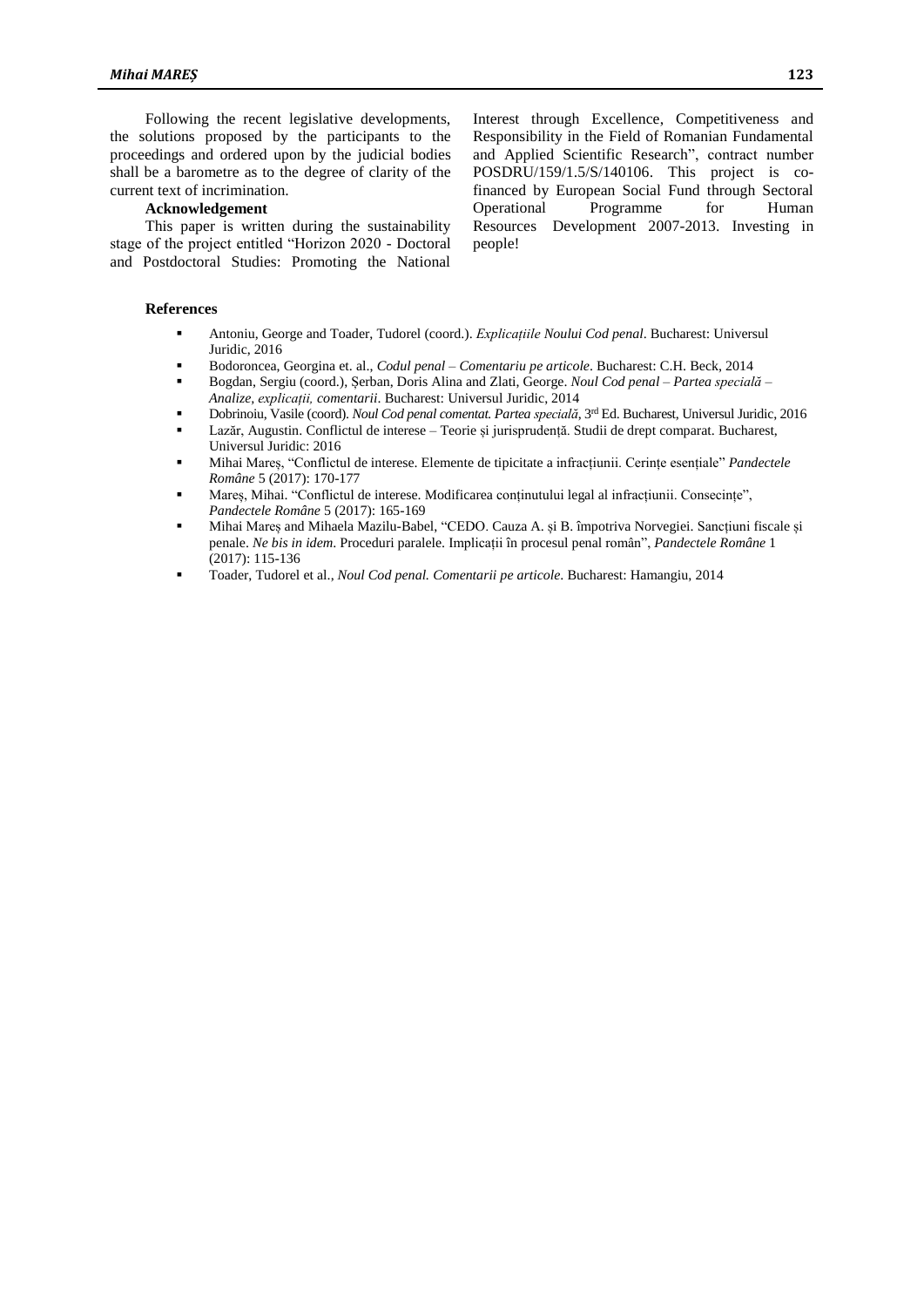Following the recent legislative developments, the solutions proposed by the participants to the proceedings and ordered upon by the judicial bodies shall be a barometre as to the degree of clarity of the current text of incrimination.

**Acknowledgement**

This paper is written during the sustainability stage of the project entitled "Horizon 2020 - Doctoral and Postdoctoral Studies: Promoting the National Interest through Excellence, Competitiveness and Responsibility in the Field of Romanian Fundamental and Applied Scientific Research", contract number POSDRU/159/1.5/S/140106. This project is co-financed by European Social Fund through Sectoral Operational Programme for Human Resources Development 2007-2013. Investing in people!

**References**

- Antoniu, George and Toader, Tudorel (coord.). *Explicațiile Noului Cod penal*. Bucharest: Universul Juridic, 2016
- Bodoroncea, Georgina et. al., *Codul penal – Comentariu pe articole*. Bucharest: C.H. Beck, 2014
- Bogdan, Sergiu (coord.), Șerban, Doris Alina and Zlati, George. *Noul Cod penal – Partea specială – Analize, explicații, comentarii*. Bucharest: Universul Juridic, 2014
- Dobrinoiu, Vasile (coord). *Noul Cod penal comentat. Partea specială*, 3rd Ed. Bucharest, Universul Juridic, 2016
- Lazăr, Augustin. Conflictul de interese – Teorie și jurisprudență. Studii de drept comparat. Bucharest, Universul Juridic: 2016
- Mihai Mareș, "Conflictul de interese. Elemente de tipicitate a infracțiunii. Cerințe esențiale" *Pandectele Române* 5 (2017): 170-177
- Mareș, Mihai. "Conflictul de interese. Modificarea conținutului legal al infracțiunii. Consecințe", *Pandectele Române* 5 (2017): 165-169
- Mihai Mareș and Mihaela Mazilu-Babel, "CEDO. Cauza A. și B. împotriva Norvegiei. Sancțiuni fiscale și penale. *Ne bis in idem*. Proceduri paralele. Implicații în procesul penal român", *Pandectele Române* 1 (2017): 115-136
- Toader, Tudorel et al., *Noul Cod penal. Comentarii pe articole*. Bucharest: Hamangiu, 2014